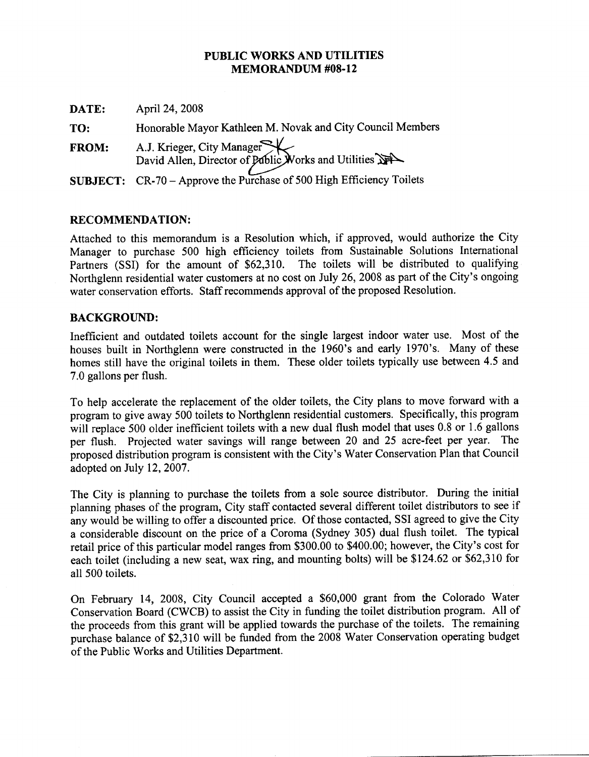# PUBLIC WORKS AND UTILITIES
# MEMORANDUM #08-12

**DATE:** April 24, 2008

**TO:** Honorable Mayor Kathleen M. Novak and City Council Members

**FROM:** A.J. Krieger, City Manager
David Allen, Director of Public Works and Utilities

**SUBJECT:** CR-70 – Approve the Purchase of 500 High Efficiency Toilets

## RECOMMENDATION:

Attached to this memorandum is a Resolution which, if approved, would authorize the City Manager to purchase 500 high efficiency toilets from Sustainable Solutions International Partners (SSI) for the amount of $62,310. The toilets will be distributed to qualifying Northglenn residential water customers at no cost on July 26, 2008 as part of the City's ongoing water conservation efforts. Staff recommends approval of the proposed Resolution.

## BACKGROUND:

Inefficient and outdated toilets account for the single largest indoor water use. Most of the houses built in Northglenn were constructed in the 1960's and early 1970's. Many of these homes still have the original toilets in them. These older toilets typically use between 4.5 and 7.0 gallons per flush.

To help accelerate the replacement of the older toilets, the City plans to move forward with a program to give away 500 toilets to Northglenn residential customers. Specifically, this program will replace 500 older inefficient toilets with a new dual flush model that uses 0.8 or 1.6 gallons per flush. Projected water savings will range between 20 and 25 acre-feet per year. The proposed distribution program is consistent with the City's Water Conservation Plan that Council adopted on July 12, 2007.

The City is planning to purchase the toilets from a sole source distributor. During the initial planning phases of the program, City staff contacted several different toilet distributors to see if any would be willing to offer a discounted price. Of those contacted, SSI agreed to give the City a considerable discount on the price of a Coroma (Sydney 305) dual flush toilet. The typical retail price of this particular model ranges from $300.00 to $400.00; however, the City's cost for each toilet (including a new seat, wax ring, and mounting bolts) will be $124.62 or $62,310 for all 500 toilets.

On February 14, 2008, City Council accepted a $60,000 grant from the Colorado Water Conservation Board (CWCB) to assist the City in funding the toilet distribution program. All of the proceeds from this grant will be applied towards the purchase of the toilets. The remaining purchase balance of $2,310 will be funded from the 2008 Water Conservation operating budget of the Public Works and Utilities Department.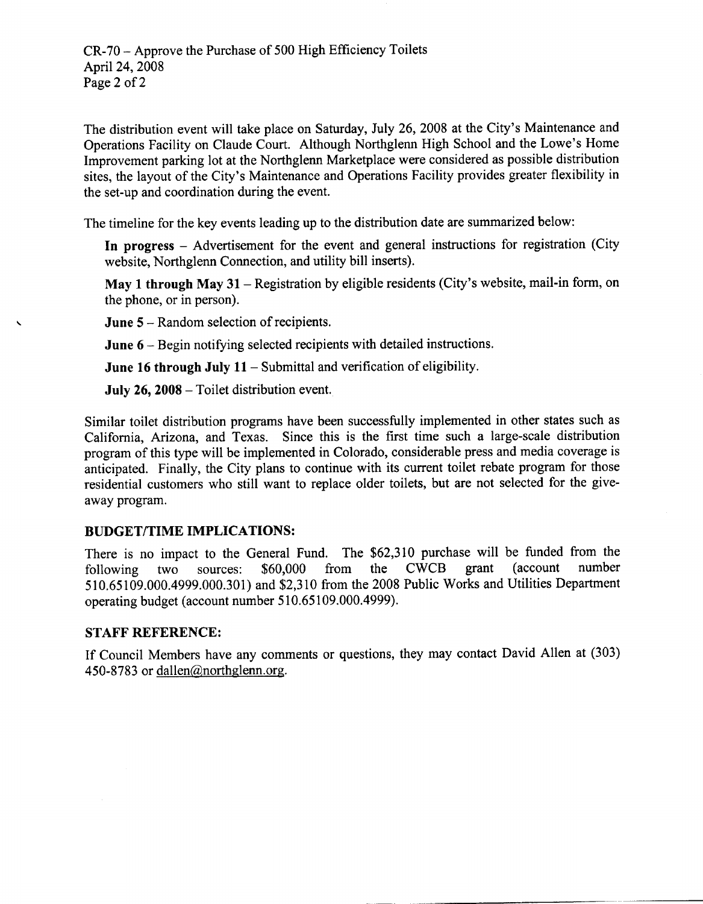The distribution event will take place on Saturday, July 26, 2008 at the City's Maintenance and Operations Facility on Claude Court. Although Northglenn High School and the Lowe's Home Improvement parking lot at the Northglenn Marketplace were considered as possible distribution sites, the layout of the City's Maintenance and Operations Facility provides greater flexibility in the set-up and coordination during the event.

The timeline for the key events leading up to the distribution date are summarized below:

**In progress** – Advertisement for the event and general instructions for registration (City website, Northglenn Connection, and utility bill inserts).

**May 1 through May 31** – Registration by eligible residents (City's website, mail-in form, on the phone, or in person).

**June 5** – Random selection of recipients.

**June 6** – Begin notifying selected recipients with detailed instructions.

**June 16 through July 11** – Submittal and verification of eligibility.

**July 26, 2008** – Toilet distribution event.

Similar toilet distribution programs have been successfully implemented in other states such as California, Arizona, and Texas. Since this is the first time such a large-scale distribution program of this type will be implemented in Colorado, considerable press and media coverage is anticipated. Finally, the City plans to continue with its current toilet rebate program for those residential customers who still want to replace older toilets, but are not selected for the give-away program.

### BUDGET/TIME IMPLICATIONS:

There is no impact to the General Fund. The $62,310 purchase will be funded from the following two sources: $60,000 from the CWCB grant (account number 510.65109.000.4999.000.301) and $2,310 from the 2008 Public Works and Utilities Department operating budget (account number 510.65109.000.4999).

### STAFF REFERENCE:

If Council Members have any comments or questions, they may contact David Allen at (303) 450-8783 or dallen@northglenn.org.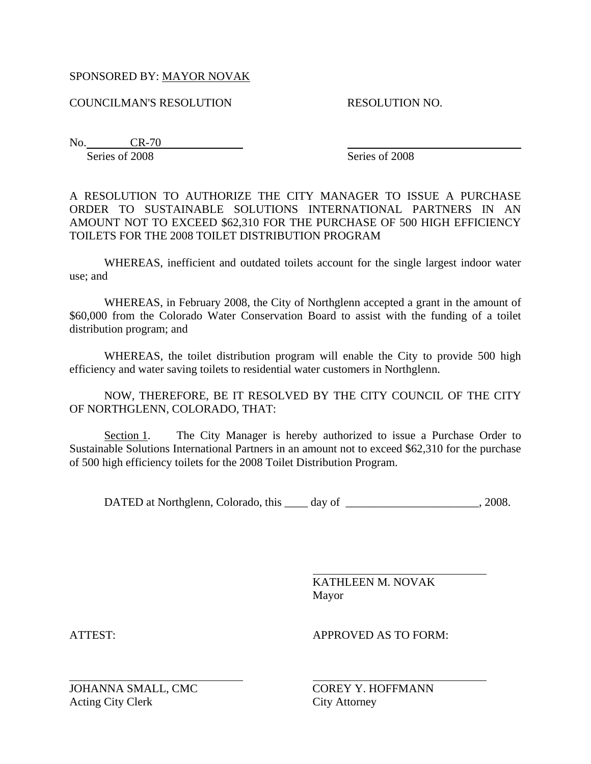SPONSORED BY: MAYOR NOVAK

| | |
|---|---|
| COUNCILMAN'S RESOLUTION | RESOLUTION NO. |
| No. CR-70 | ______________ |
| Series of 2008 | Series of 2008 |

A RESOLUTION TO AUTHORIZE THE CITY MANAGER TO ISSUE A PURCHASE ORDER TO SUSTAINABLE SOLUTIONS INTERNATIONAL PARTNERS IN AN AMOUNT NOT TO EXCEED $62,310 FOR THE PURCHASE OF 500 HIGH EFFICIENCY TOILETS FOR THE 2008 TOILET DISTRIBUTION PROGRAM

WHEREAS, inefficient and outdated toilets account for the single largest indoor water use; and

WHEREAS, in February 2008, the City of Northglenn accepted a grant in the amount of $60,000 from the Colorado Water Conservation Board to assist with the funding of a toilet distribution program; and

WHEREAS, the toilet distribution program will enable the City to provide 500 high efficiency and water saving toilets to residential water customers in Northglenn.

NOW, THEREFORE, BE IT RESOLVED BY THE CITY COUNCIL OF THE CITY OF NORTHGLENN, COLORADO, THAT:

Section 1. The City Manager is hereby authorized to issue a Purchase Order to Sustainable Solutions International Partners in an amount not to exceed $62,310 for the purchase of 500 high efficiency toilets for the 2008 Toilet Distribution Program.

DATED at Northglenn, Colorado, this ____ day of _______________________, 2008.

______________________________
KATHLEEN M. NOVAK
Mayor

| | |
|---|---|
| ATTEST: | APPROVED AS TO FORM: |
| ______________________________ | ______________________________ |
| JOHANNA SMALL, CMC | COREY Y. HOFFMANN |
| Acting City Clerk | City Attorney |